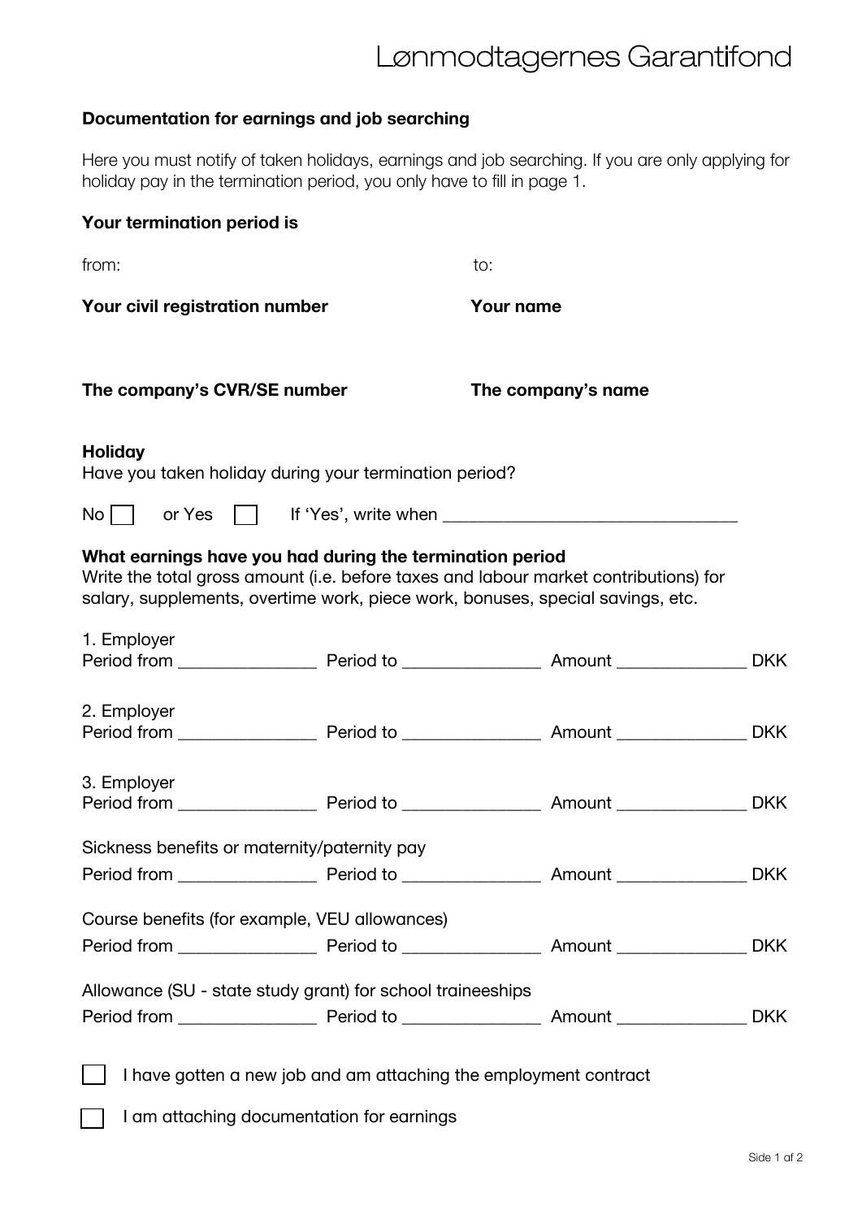# Lønmodtagernes Garantifond

**Documentation for earnings and job searching**

Here you must notify of taken holidays, earnings and job searching. If you are only applying for holiday pay in the termination period, you only have to fill in page 1.

**Your termination period is**

from: to:

**Your civil registration number** **Your name**

**The company's CVR/SE number** **The company's name**

**Holiday**
Have you taken holiday during your termination period?

No ☐ or Yes ☐ If 'Yes', write when ________________________________

**What earnings have you had during the termination period**
Write the total gross amount (i.e. before taxes and labour market contributions) for salary, supplements, overtime work, piece work, bonuses, special savings, etc.

1. Employer
Period from _______________ Period to _______________ Amount ______________ DKK

2. Employer
Period from _______________ Period to _______________ Amount ______________ DKK

3. Employer
Period from _______________ Period to _______________ Amount ______________ DKK

Sickness benefits or maternity/paternity pay
Period from _______________ Period to _______________ Amount ______________ DKK

Course benefits (for example, VEU allowances)
Period from _______________ Period to _______________ Amount ______________ DKK

Allowance (SU - state study grant) for school traineeships
Period from _______________ Period to _______________ Amount ______________ DKK

☐ I have gotten a new job and am attaching the employment contract

☐ I am attaching documentation for earnings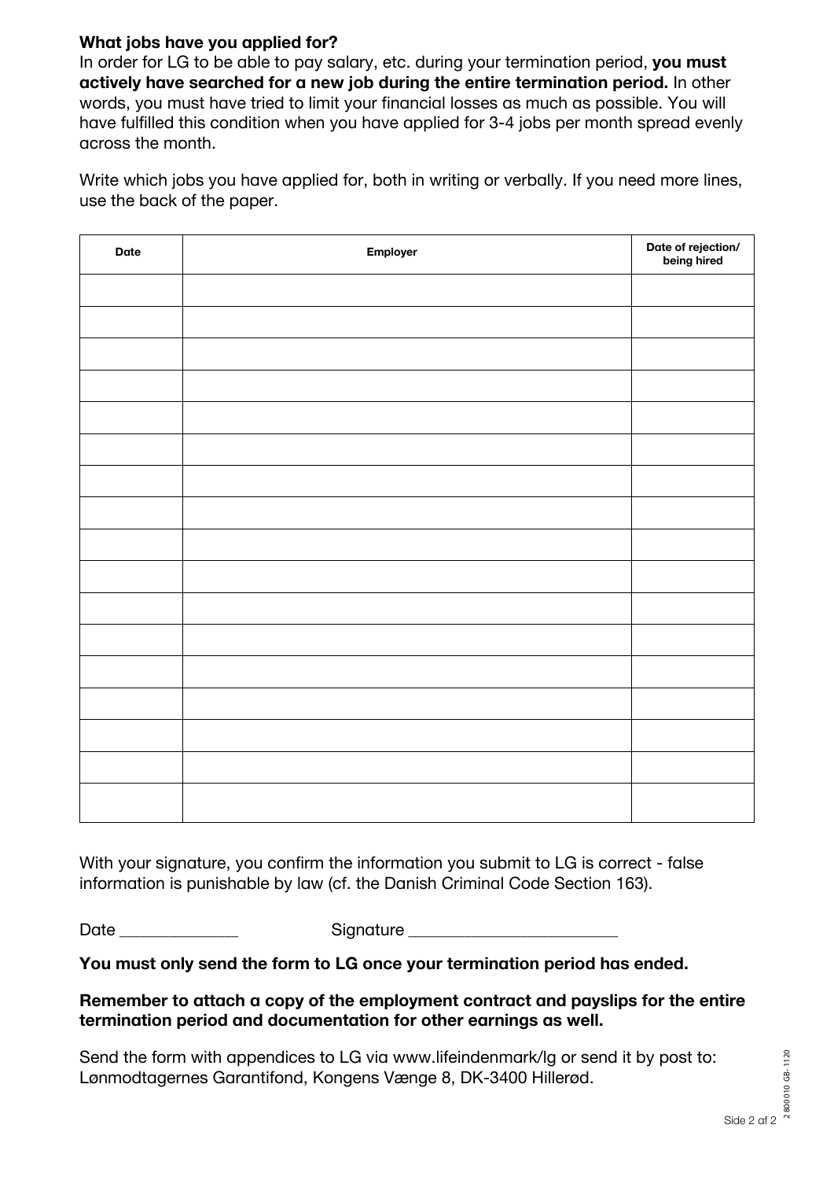**What jobs have you applied for?**

In order for LG to be able to pay salary, etc. during your termination period, **you must actively have searched for a new job during the entire termination period.** In other words, you must have tried to limit your financial losses as much as possible. You will have fulfilled this condition when you have applied for 3-4 jobs per month spread evenly across the month.

Write which jobs you have applied for, both in writing or verbally. If you need more lines, use the back of the paper.

| Date | Employer | Date of rejection/ being hired |
|---|---|---|
| | | |
| | | |
| | | |
| | | |
| | | |
| | | |
| | | |
| | | |
| | | |
| | | |
| | | |
| | | |
| | | |
| | | |
| | | |
| | | |
| | | |

With your signature, you confirm the information you submit to LG is correct - false information is punishable by law (cf. the Danish Criminal Code Section 163).

Date _______________ Signature __________________________

**You must only send the form to LG once your termination period has ended.**

**Remember to attach a copy of the employment contract and payslips for the entire termination period and documentation for other earnings as well.**

Send the form with appendices to LG via www.lifeindenmark/lg or send it by post to: Lønmodtagernes Garantifond, Kongens Vænge 8, DK-3400 Hillerød.

2 800 010 GB - 11 20